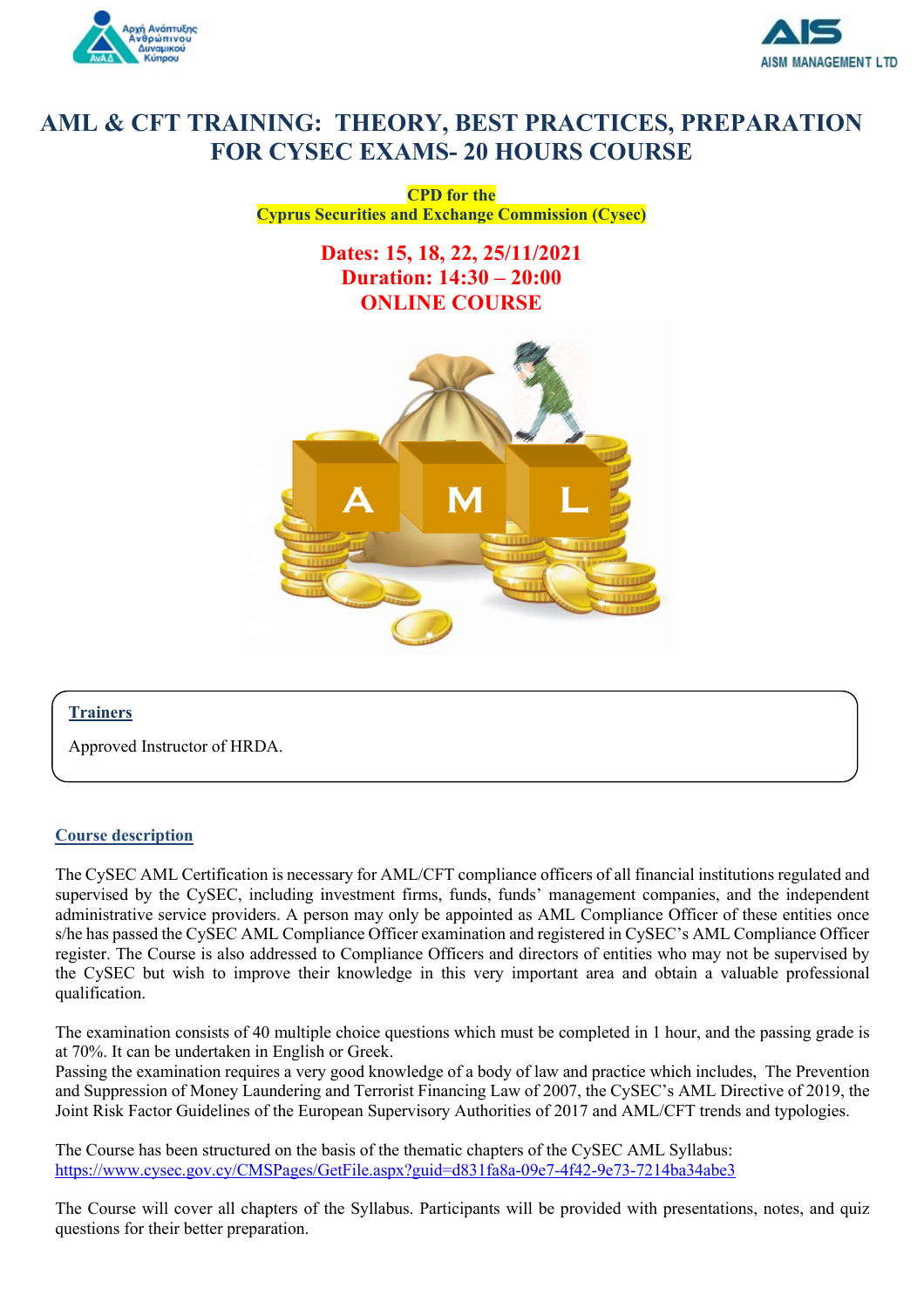# AML & CFT TRAINING: THEORY, BEST PRACTICES, PREPARATION FOR CYSEC EXAMS- 20 HOURS COURSE

**CPD for the**
**Cyprus Securities and Exchange Commission (Cysec)**

**Dates: 15, 18, 22, 25/11/2021**
**Duration: 14:30 – 20:00**
**ONLINE COURSE**

## Trainers

Approved Instructor of HRDA.

## Course description

The CySEC AML Certification is necessary for AML/CFT compliance officers of all financial institutions regulated and supervised by the CySEC, including investment firms, funds, funds' management companies, and the independent administrative service providers. A person may only be appointed as AML Compliance Officer of these entities once s/he has passed the CySEC AML Compliance Officer examination and registered in CySEC's AML Compliance Officer register. The Course is also addressed to Compliance Officers and directors of entities who may not be supervised by the CySEC but wish to improve their knowledge in this very important area and obtain a valuable professional qualification.

The examination consists of 40 multiple choice questions which must be completed in 1 hour, and the passing grade is at 70%. It can be undertaken in English or Greek.
Passing the examination requires a very good knowledge of a body of law and practice which includes, The Prevention and Suppression of Money Laundering and Terrorist Financing Law of 2007, the CySEC's AML Directive of 2019, the Joint Risk Factor Guidelines of the European Supervisory Authorities of 2017 and AML/CFT trends and typologies.

The Course has been structured on the basis of the thematic chapters of the CySEC AML Syllabus:
https://www.cysec.gov.cy/CMSPages/GetFile.aspx?guid=d831fa8a-09e7-4f42-9e73-7214ba34abe3

The Course will cover all chapters of the Syllabus. Participants will be provided with presentations, notes, and quiz questions for their better preparation.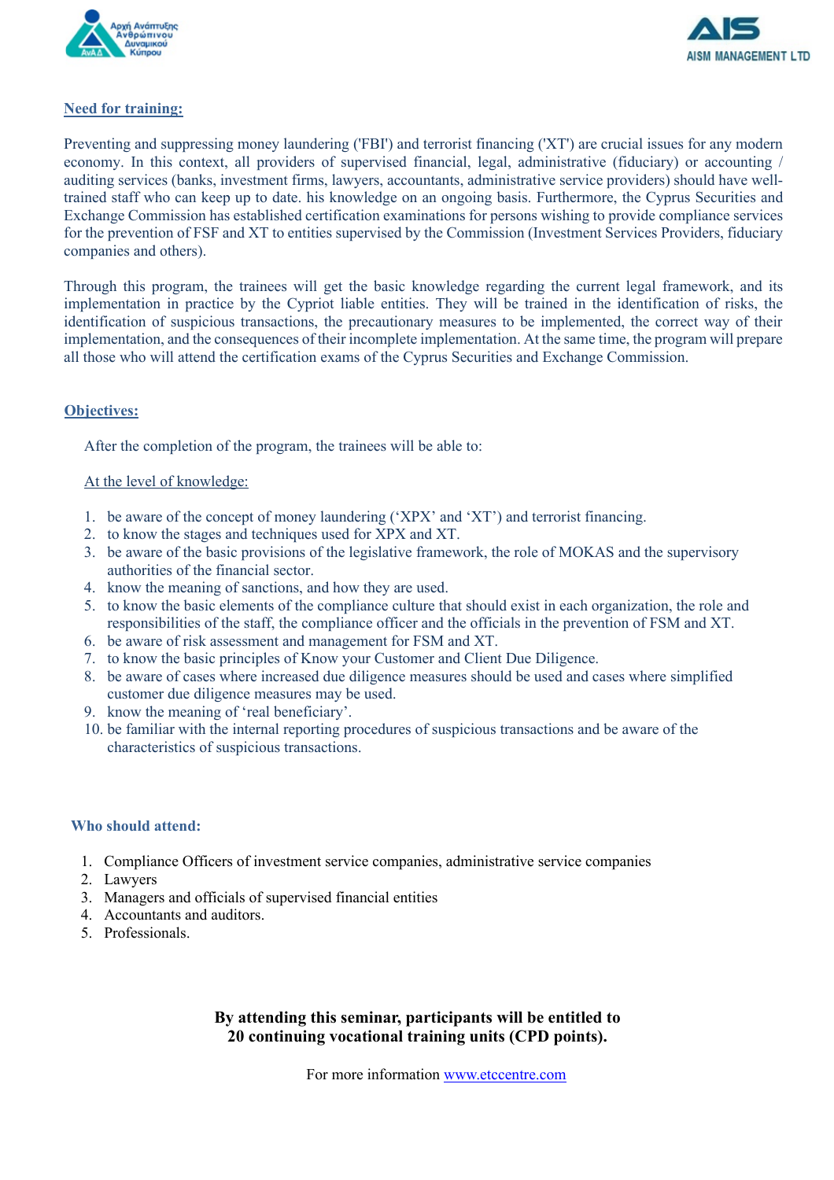## Need for training:

Preventing and suppressing money laundering ('FBI') and terrorist financing ('XT') are crucial issues for any modern economy. In this context, all providers of supervised financial, legal, administrative (fiduciary) or accounting / auditing services (banks, investment firms, lawyers, accountants, administrative service providers) should have well-trained staff who can keep up to date. his knowledge on an ongoing basis. Furthermore, the Cyprus Securities and Exchange Commission has established certification examinations for persons wishing to provide compliance services for the prevention of FSF and XT to entities supervised by the Commission (Investment Services Providers, fiduciary companies and others).

Through this program, the trainees will get the basic knowledge regarding the current legal framework, and its implementation in practice by the Cypriot liable entities. They will be trained in the identification of risks, the identification of suspicious transactions, the precautionary measures to be implemented, the correct way of their implementation, and the consequences of their incomplete implementation. At the same time, the program will prepare all those who will attend the certification exams of the Cyprus Securities and Exchange Commission.

## Objectives:

After the completion of the program, the trainees will be able to:

At the level of knowledge:

1. be aware of the concept of money laundering ('XPX' and 'XT') and terrorist financing.
2. to know the stages and techniques used for XPX and XT.
3. be aware of the basic provisions of the legislative framework, the role of MOKAS and the supervisory authorities of the financial sector.
4. know the meaning of sanctions, and how they are used.
5. to know the basic elements of the compliance culture that should exist in each organization, the role and responsibilities of the staff, the compliance officer and the officials in the prevention of FSM and XT.
6. be aware of risk assessment and management for FSM and XT.
7. to know the basic principles of Know your Customer and Client Due Diligence.
8. be aware of cases where increased due diligence measures should be used and cases where simplified customer due diligence measures may be used.
9. know the meaning of 'real beneficiary'.
10. be familiar with the internal reporting procedures of suspicious transactions and be aware of the characteristics of suspicious transactions.

## Who should attend:

1. Compliance Officers of investment service companies, administrative service companies
2. Lawyers
3. Managers and officials of supervised financial entities
4. Accountants and auditors.
5. Professionals.

**By attending this seminar, participants will be entitled to 20 continuing vocational training units (CPD points).**

For more information [www.etccentre.com](www.etccentre.com)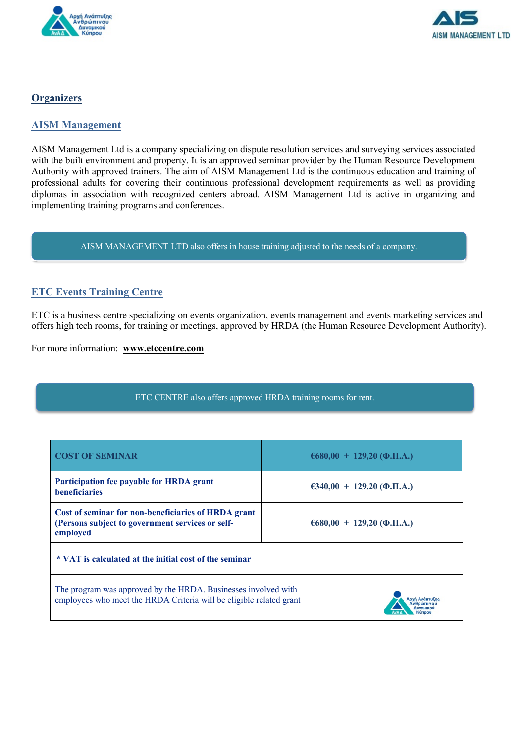## Organizers

### AISM Management

AISM Management Ltd is a company specializing on dispute resolution services and surveying services associated with the built environment and property. It is an approved seminar provider by the Human Resource Development Authority with approved trainers. The aim of AISM Management Ltd is the continuous education and training of professional adults for covering their continuous professional development requirements as well as providing diplomas in association with recognized centers abroad. AISM Management Ltd is active in organizing and implementing training programs and conferences.

AISM MANAGEMENT LTD also offers in house training adjusted to the needs of a company.

### ETC Events Training Centre

ETC is a business centre specializing on events organization, events management and events marketing services and offers high tech rooms, for training or meetings, approved by HRDA (the Human Resource Development Authority).

For more information: **www.etccentre.com**

ETC CENTRE also offers approved HRDA training rooms for rent.

| COST OF SEMINAR | €680,00 + 129,20 (Φ.Π.Α.) |
| --- | --- |
| **Participation fee payable for HRDA grant beneficiaries** | **€340,00 + 129.20 (Φ.Π.Α.)** |
| **Cost of seminar for non-beneficiaries of HRDA grant (Persons subject to government services or self-employed** | **€680,00 + 129,20 (Φ.Π.Α.)** |
| **\* VAT is calculated at the initial cost of the seminar** | |
| The program was approved by the HRDA. Businesses involved with employees who meet the HRDA Criteria will be eligible related grant | |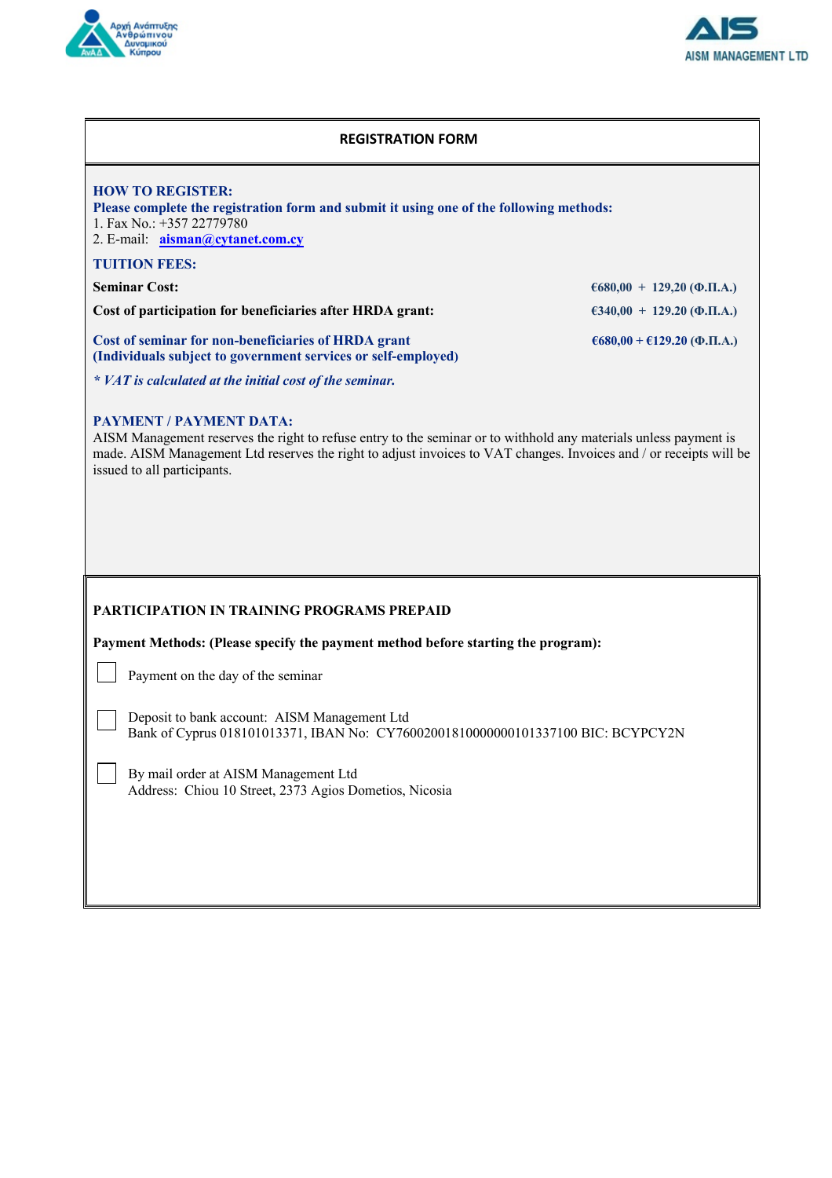## REGISTRATION FORM

**HOW TO REGISTER:**

**Please complete the registration form and submit it using one of the following methods:**

1. Fax No.: +357 22779780
2. E-mail: aisman@cytanet.com.cy

**TUITION FEES:**

| | |
|---|---|
| **Seminar Cost:** | **€680,00 + 129,20 (Φ.Π.Α.)** |
| **Cost of participation for beneficiaries after HRDA grant:** | **€340,00 + 129.20 (Φ.Π.Α.)** |
| **Cost of seminar for non-beneficiaries of HRDA grant (Individuals subject to government services or self-employed)** | **€680,00 + €129.20 (Φ.Π.Α.)** |

***\* VAT is calculated at the initial cost of the seminar.***

**PAYMENT / PAYMENT DATA:**

AISM Management reserves the right to refuse entry to the seminar or to withhold any materials unless payment is made. AISM Management Ltd reserves the right to adjust invoices to VAT changes. Invoices and / or receipts will be issued to all participants.

**PARTICIPATION IN TRAINING PROGRAMS PREPAID**

**Payment Methods: (Please specify the payment method before starting the program):**

☐ Payment on the day of the seminar

☐ Deposit to bank account: AISM Management Ltd
Bank of Cyprus 018101013371, IBAN No: CY76002001810000000101337100 BIC: BCYPCY2N

☐ By mail order at AISM Management Ltd
Address: Chiou 10 Street, 2373 Agios Dometios, Nicosia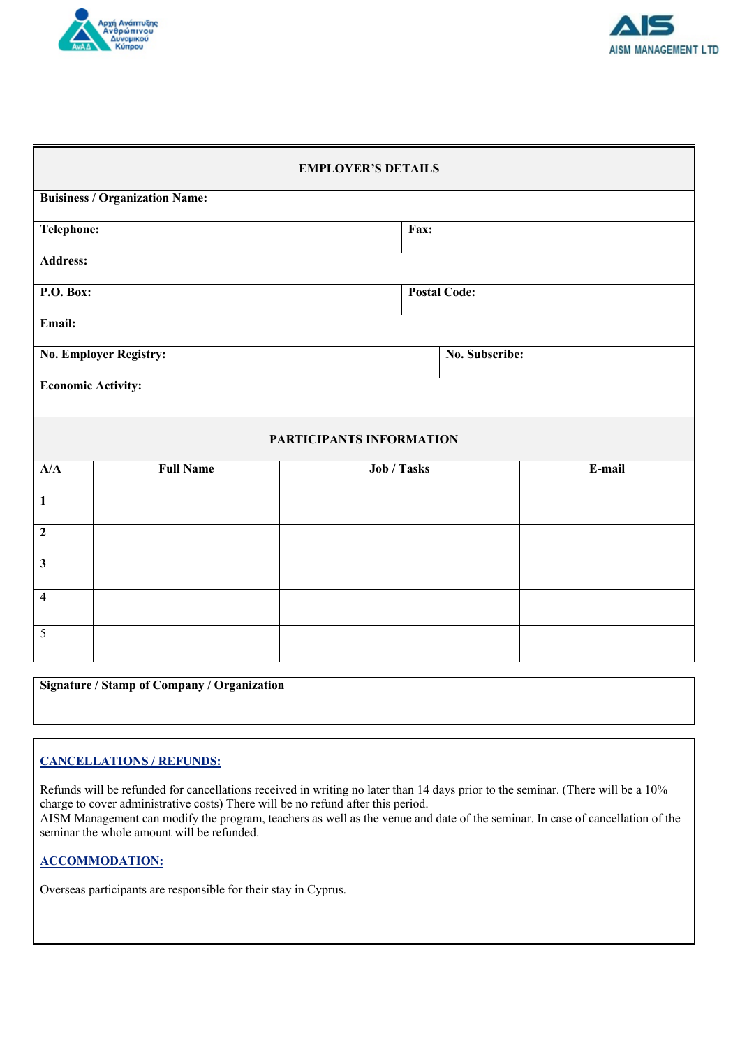| EMPLOYER'S DETAILS | |
|---|---|
| **Buisiness / Organization Name:** | |
| **Telephone:** | **Fax:** |
| **Address:** | |
| **P.O. Box:** | **Postal Code:** |
| **Email:** | |
| **No. Employer Registry:** | **No. Subscribe:** |
| **Economic Activity:** | |

**PARTICIPANTS INFORMATION**

| A/A | Full Name | Job / Tasks | E-mail |
|---|---|---|---|
| 1 | | | |
| 2 | | | |
| 3 | | | |
| 4 | | | |
| 5 | | | |

**Signature / Stamp of Company / Organization**

## CANCELLATIONS / REFUNDS:

Refunds will be refunded for cancellations received in writing no later than 14 days prior to the seminar. (There will be a 10% charge to cover administrative costs) There will be no refund after this period.
AISM Management can modify the program, teachers as well as the venue and date of the seminar. In case of cancellation of the seminar the whole amount will be refunded.

## ACCOMMODATION:

Overseas participants are responsible for their stay in Cyprus.